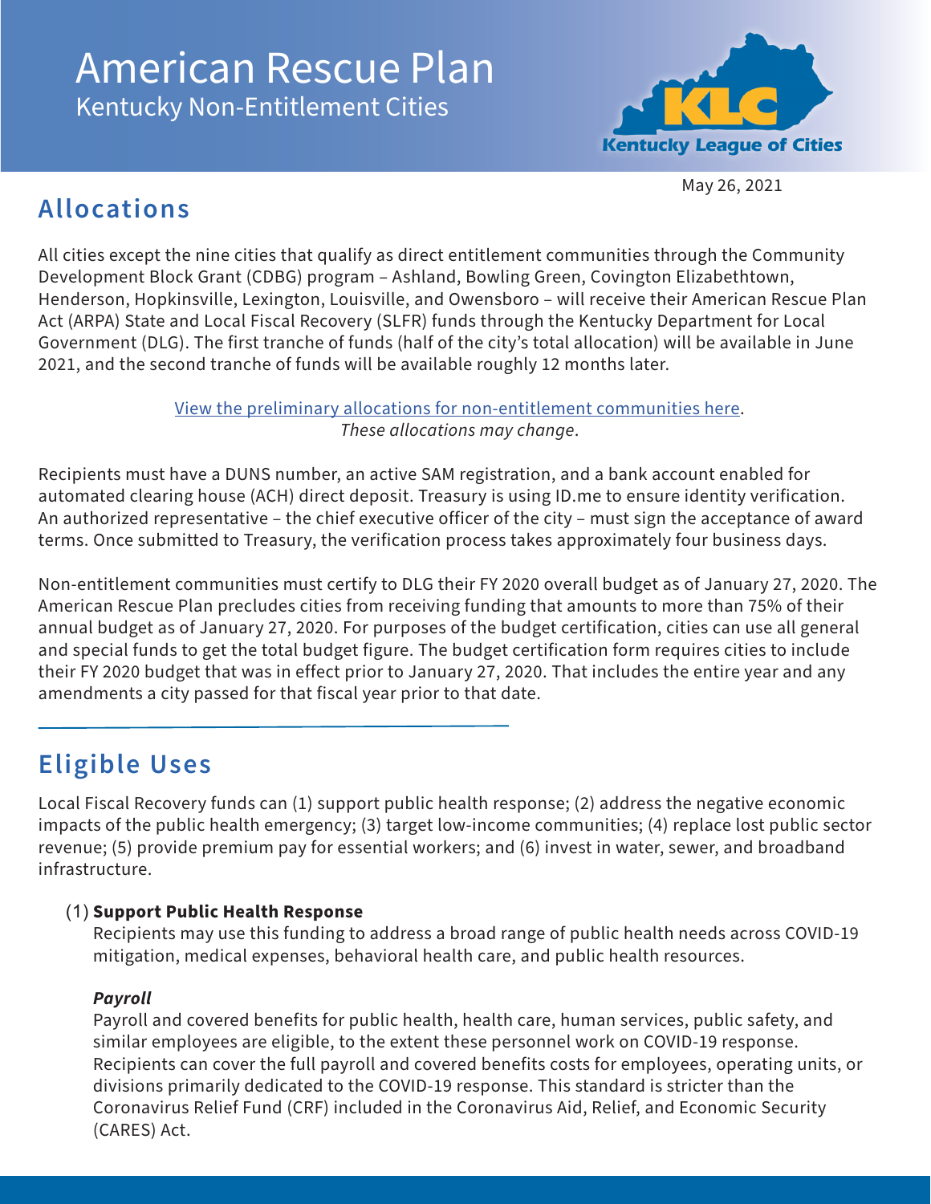# American Rescue Plan

## Kentucky Non-Entitlement Cities

Kentucky League of Cities

May 26, 2021

## Allocations

All cities except the nine cities that qualify as direct entitlement communities through the Community Development Block Grant (CDBG) program – Ashland, Bowling Green, Covington Elizabethtown, Henderson, Hopkinsville, Lexington, Louisville, and Owensboro – will receive their American Rescue Plan Act (ARPA) State and Local Fiscal Recovery (SLFR) funds through the Kentucky Department for Local Government (DLG). The first tranche of funds (half of the city's total allocation) will be available in June 2021, and the second tranche of funds will be available roughly 12 months later.

View the preliminary allocations for non-entitlement communities here.
*These allocations may change*.

Recipients must have a DUNS number, an active SAM registration, and a bank account enabled for automated clearing house (ACH) direct deposit. Treasury is using ID.me to ensure identity verification. An authorized representative – the chief executive officer of the city – must sign the acceptance of award terms. Once submitted to Treasury, the verification process takes approximately four business days.

Non-entitlement communities must certify to DLG their FY 2020 overall budget as of January 27, 2020. The American Rescue Plan precludes cities from receiving funding that amounts to more than 75% of their annual budget as of January 27, 2020. For purposes of the budget certification, cities can use all general and special funds to get the total budget figure. The budget certification form requires cities to include their FY 2020 budget that was in effect prior to January 27, 2020. That includes the entire year and any amendments a city passed for that fiscal year prior to that date.

## Eligible Uses

Local Fiscal Recovery funds can (1) support public health response; (2) address the negative economic impacts of the public health emergency; (3) target low-income communities; (4) replace lost public sector revenue; (5) provide premium pay for essential workers; and (6) invest in water, sewer, and broadband infrastructure.

(1) **Support Public Health Response**
Recipients may use this funding to address a broad range of public health needs across COVID-19 mitigation, medical expenses, behavioral health care, and public health resources.

***Payroll***
Payroll and covered benefits for public health, health care, human services, public safety, and similar employees are eligible, to the extent these personnel work on COVID-19 response. Recipients can cover the full payroll and covered benefits costs for employees, operating units, or divisions primarily dedicated to the COVID-19 response. This standard is stricter than the Coronavirus Relief Fund (CRF) included in the Coronavirus Aid, Relief, and Economic Security (CARES) Act.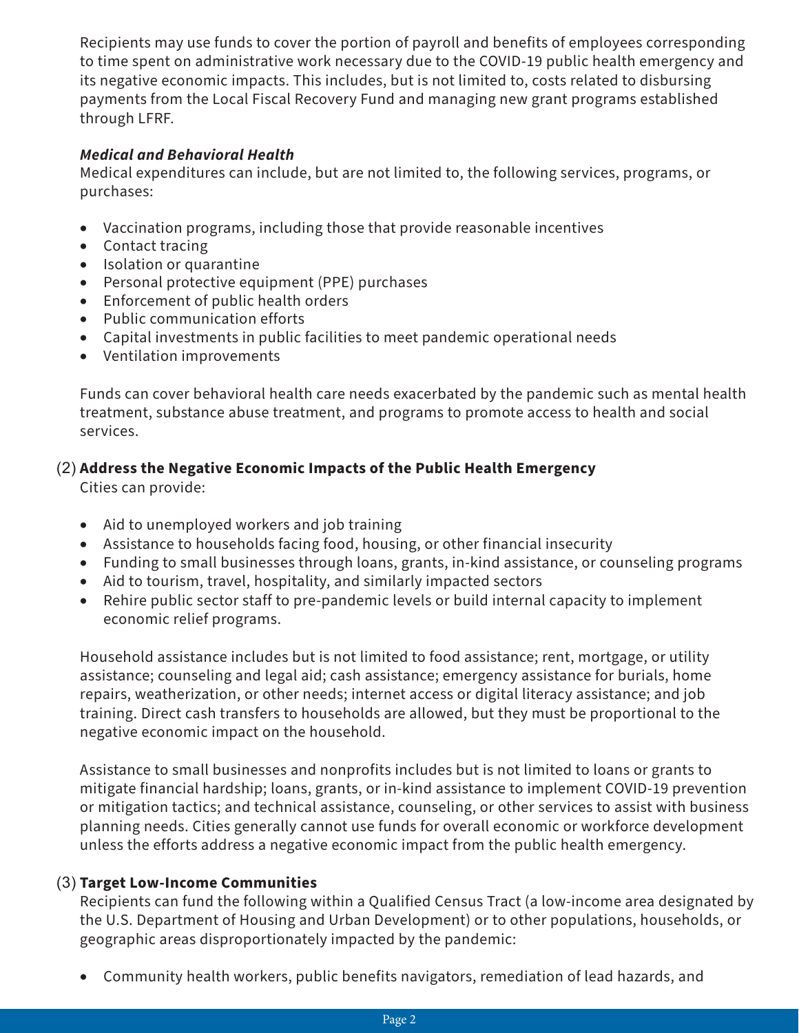Recipients may use funds to cover the portion of payroll and benefits of employees corresponding to time spent on administrative work necessary due to the COVID-19 public health emergency and its negative economic impacts. This includes, but is not limited to, costs related to disbursing payments from the Local Fiscal Recovery Fund and managing new grant programs established through LFRF.

***Medical and Behavioral Health***

Medical expenditures can include, but are not limited to, the following services, programs, or purchases:

- Vaccination programs, including those that provide reasonable incentives
- Contact tracing
- Isolation or quarantine
- Personal protective equipment (PPE) purchases
- Enforcement of public health orders
- Public communication efforts
- Capital investments in public facilities to meet pandemic operational needs
- Ventilation improvements

Funds can cover behavioral health care needs exacerbated by the pandemic such as mental health treatment, substance abuse treatment, and programs to promote access to health and social services.

(2) **Address the Negative Economic Impacts of the Public Health Emergency**

Cities can provide:

- Aid to unemployed workers and job training
- Assistance to households facing food, housing, or other financial insecurity
- Funding to small businesses through loans, grants, in-kind assistance, or counseling programs
- Aid to tourism, travel, hospitality, and similarly impacted sectors
- Rehire public sector staff to pre-pandemic levels or build internal capacity to implement economic relief programs.

Household assistance includes but is not limited to food assistance; rent, mortgage, or utility assistance; counseling and legal aid; cash assistance; emergency assistance for burials, home repairs, weatherization, or other needs; internet access or digital literacy assistance; and job training. Direct cash transfers to households are allowed, but they must be proportional to the negative economic impact on the household.

Assistance to small businesses and nonprofits includes but is not limited to loans or grants to mitigate financial hardship; loans, grants, or in-kind assistance to implement COVID-19 prevention or mitigation tactics; and technical assistance, counseling, or other services to assist with business planning needs. Cities generally cannot use funds for overall economic or workforce development unless the efforts address a negative economic impact from the public health emergency.

(3) **Target Low-Income Communities**

Recipients can fund the following within a Qualified Census Tract (a low-income area designated by the U.S. Department of Housing and Urban Development) or to other populations, households, or geographic areas disproportionately impacted by the pandemic:

- Community health workers, public benefits navigators, remediation of lead hazards, and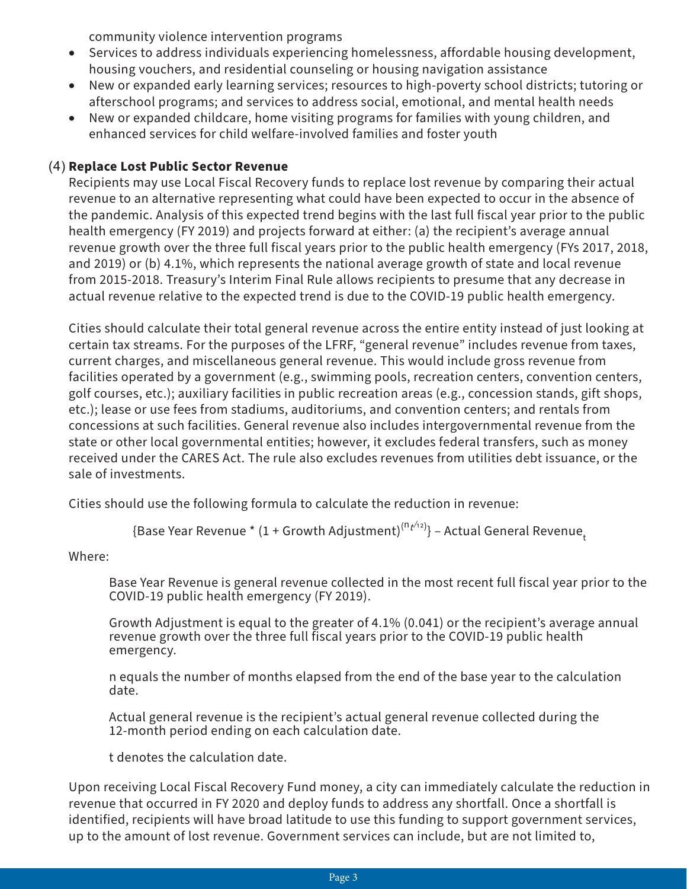community violence intervention programs

- Services to address individuals experiencing homelessness, affordable housing development, housing vouchers, and residential counseling or housing navigation assistance
- New or expanded early learning services; resources to high-poverty school districts; tutoring or afterschool programs; and services to address social, emotional, and mental health needs
- New or expanded childcare, home visiting programs for families with young children, and enhanced services for child welfare-involved families and foster youth

(4) **Replace Lost Public Sector Revenue**

Recipients may use Local Fiscal Recovery funds to replace lost revenue by comparing their actual revenue to an alternative representing what could have been expected to occur in the absence of the pandemic. Analysis of this expected trend begins with the last full fiscal year prior to the public health emergency (FY 2019) and projects forward at either: (a) the recipient's average annual revenue growth over the three full fiscal years prior to the public health emergency (FYs 2017, 2018, and 2019) or (b) 4.1%, which represents the national average growth of state and local revenue from 2015-2018. Treasury's Interim Final Rule allows recipients to presume that any decrease in actual revenue relative to the expected trend is due to the COVID-19 public health emergency.

Cities should calculate their total general revenue across the entire entity instead of just looking at certain tax streams. For the purposes of the LFRF, "general revenue" includes revenue from taxes, current charges, and miscellaneous general revenue. This would include gross revenue from facilities operated by a government (e.g., swimming pools, recreation centers, convention centers, golf courses, etc.); auxiliary facilities in public recreation areas (e.g., concession stands, gift shops, etc.); lease or use fees from stadiums, auditoriums, and convention centers; and rentals from concessions at such facilities. General revenue also includes intergovernmental revenue from the state or other local governmental entities; however, it excludes federal transfers, such as money received under the CARES Act. The rule also excludes revenues from utilities debt issuance, or the sale of investments.

Cities should use the following formula to calculate the reduction in revenue:

$$\{\text{Base Year Revenue} * (1 + \text{Growth Adjustment})^{(n_t/12)}\} - \text{Actual General Revenue}_t$$

Where:

Base Year Revenue is general revenue collected in the most recent full fiscal year prior to the COVID-19 public health emergency (FY 2019).

Growth Adjustment is equal to the greater of 4.1% (0.041) or the recipient's average annual revenue growth over the three full fiscal years prior to the COVID-19 public health emergency.

n equals the number of months elapsed from the end of the base year to the calculation date.

Actual general revenue is the recipient's actual general revenue collected during the 12-month period ending on each calculation date.

t denotes the calculation date.

Upon receiving Local Fiscal Recovery Fund money, a city can immediately calculate the reduction in revenue that occurred in FY 2020 and deploy funds to address any shortfall. Once a shortfall is identified, recipients will have broad latitude to use this funding to support government services, up to the amount of lost revenue. Government services can include, but are not limited to,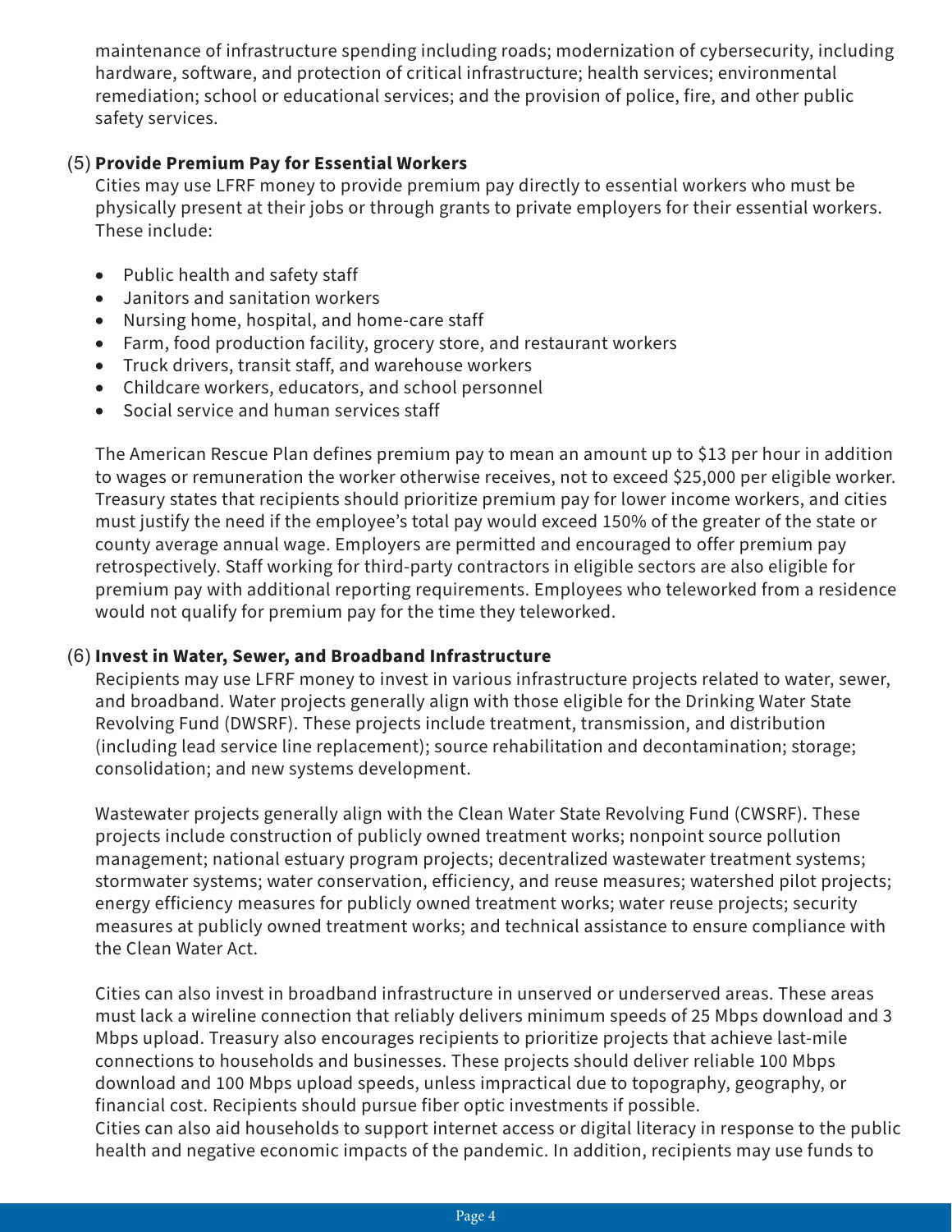maintenance of infrastructure spending including roads; modernization of cybersecurity, including hardware, software, and protection of critical infrastructure; health services; environmental remediation; school or educational services; and the provision of police, fire, and other public safety services.

(5) **Provide Premium Pay for Essential Workers**

Cities may use LFRF money to provide premium pay directly to essential workers who must be physically present at their jobs or through grants to private employers for their essential workers. These include:

- Public health and safety staff
- Janitors and sanitation workers
- Nursing home, hospital, and home-care staff
- Farm, food production facility, grocery store, and restaurant workers
- Truck drivers, transit staff, and warehouse workers
- Childcare workers, educators, and school personnel
- Social service and human services staff

The American Rescue Plan defines premium pay to mean an amount up to $13 per hour in addition to wages or remuneration the worker otherwise receives, not to exceed $25,000 per eligible worker. Treasury states that recipients should prioritize premium pay for lower income workers, and cities must justify the need if the employee's total pay would exceed 150% of the greater of the state or county average annual wage. Employers are permitted and encouraged to offer premium pay retrospectively. Staff working for third-party contractors in eligible sectors are also eligible for premium pay with additional reporting requirements. Employees who teleworked from a residence would not qualify for premium pay for the time they teleworked.

(6) **Invest in Water, Sewer, and Broadband Infrastructure**

Recipients may use LFRF money to invest in various infrastructure projects related to water, sewer, and broadband. Water projects generally align with those eligible for the Drinking Water State Revolving Fund (DWSRF). These projects include treatment, transmission, and distribution (including lead service line replacement); source rehabilitation and decontamination; storage; consolidation; and new systems development.

Wastewater projects generally align with the Clean Water State Revolving Fund (CWSRF). These projects include construction of publicly owned treatment works; nonpoint source pollution management; national estuary program projects; decentralized wastewater treatment systems; stormwater systems; water conservation, efficiency, and reuse measures; watershed pilot projects; energy efficiency measures for publicly owned treatment works; water reuse projects; security measures at publicly owned treatment works; and technical assistance to ensure compliance with the Clean Water Act.

Cities can also invest in broadband infrastructure in unserved or underserved areas. These areas must lack a wireline connection that reliably delivers minimum speeds of 25 Mbps download and 3 Mbps upload. Treasury also encourages recipients to prioritize projects that achieve last-mile connections to households and businesses. These projects should deliver reliable 100 Mbps download and 100 Mbps upload speeds, unless impractical due to topography, geography, or financial cost. Recipients should pursue fiber optic investments if possible.
Cities can also aid households to support internet access or digital literacy in response to the public health and negative economic impacts of the pandemic. In addition, recipients may use funds to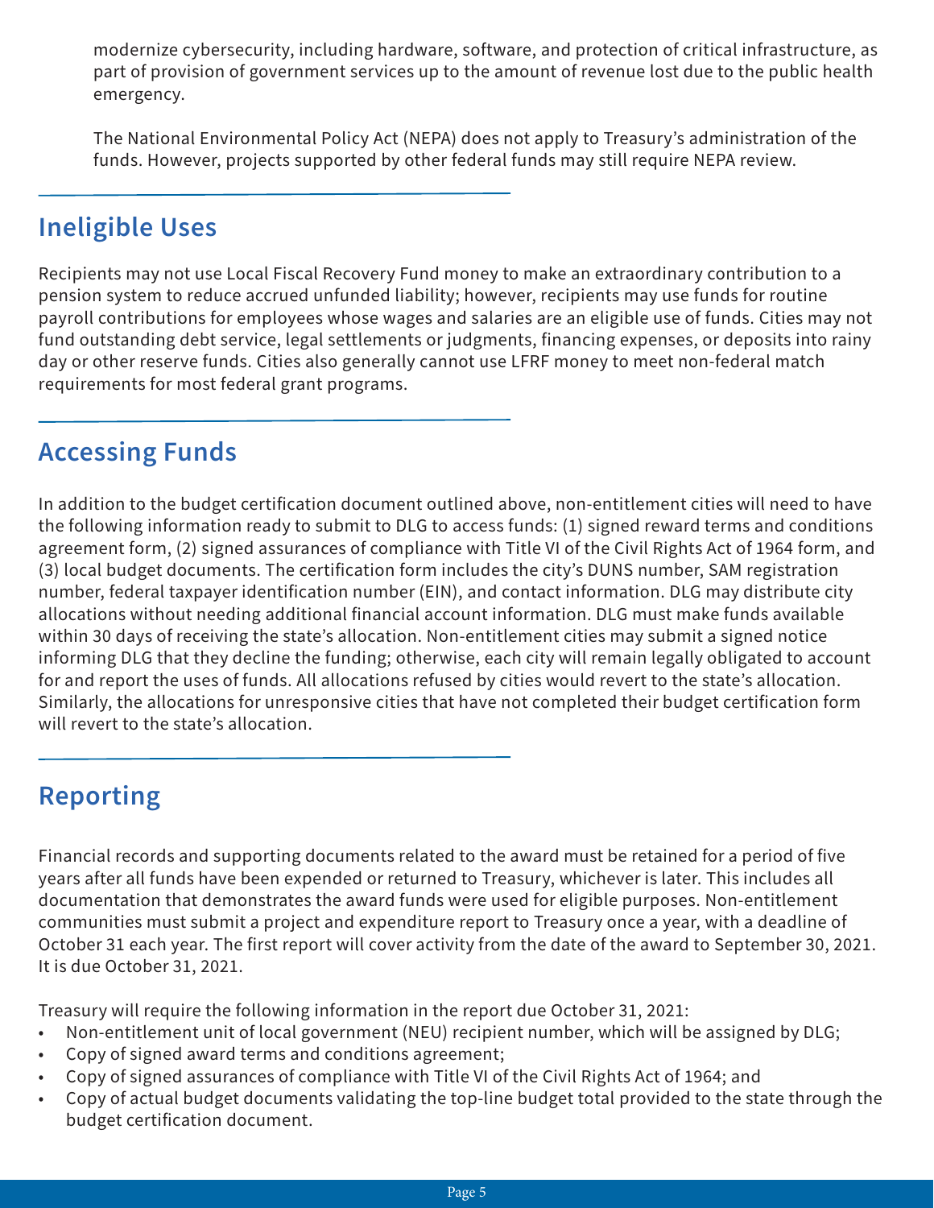modernize cybersecurity, including hardware, software, and protection of critical infrastructure, as part of provision of government services up to the amount of revenue lost due to the public health emergency.

The National Environmental Policy Act (NEPA) does not apply to Treasury's administration of the funds. However, projects supported by other federal funds may still require NEPA review.

## Ineligible Uses

Recipients may not use Local Fiscal Recovery Fund money to make an extraordinary contribution to a pension system to reduce accrued unfunded liability; however, recipients may use funds for routine payroll contributions for employees whose wages and salaries are an eligible use of funds. Cities may not fund outstanding debt service, legal settlements or judgments, financing expenses, or deposits into rainy day or other reserve funds. Cities also generally cannot use LFRF money to meet non-federal match requirements for most federal grant programs.

## Accessing Funds

In addition to the budget certification document outlined above, non-entitlement cities will need to have the following information ready to submit to DLG to access funds: (1) signed reward terms and conditions agreement form, (2) signed assurances of compliance with Title VI of the Civil Rights Act of 1964 form, and (3) local budget documents. The certification form includes the city's DUNS number, SAM registration number, federal taxpayer identification number (EIN), and contact information. DLG may distribute city allocations without needing additional financial account information. DLG must make funds available within 30 days of receiving the state's allocation. Non-entitlement cities may submit a signed notice informing DLG that they decline the funding; otherwise, each city will remain legally obligated to account for and report the uses of funds. All allocations refused by cities would revert to the state's allocation. Similarly, the allocations for unresponsive cities that have not completed their budget certification form will revert to the state's allocation.

## Reporting

Financial records and supporting documents related to the award must be retained for a period of five years after all funds have been expended or returned to Treasury, whichever is later. This includes all documentation that demonstrates the award funds were used for eligible purposes. Non-entitlement communities must submit a project and expenditure report to Treasury once a year, with a deadline of October 31 each year. The first report will cover activity from the date of the award to September 30, 2021. It is due October 31, 2021.

Treasury will require the following information in the report due October 31, 2021:

- Non-entitlement unit of local government (NEU) recipient number, which will be assigned by DLG;
- Copy of signed award terms and conditions agreement;
- Copy of signed assurances of compliance with Title VI of the Civil Rights Act of 1964; and
- Copy of actual budget documents validating the top-line budget total provided to the state through the budget certification document.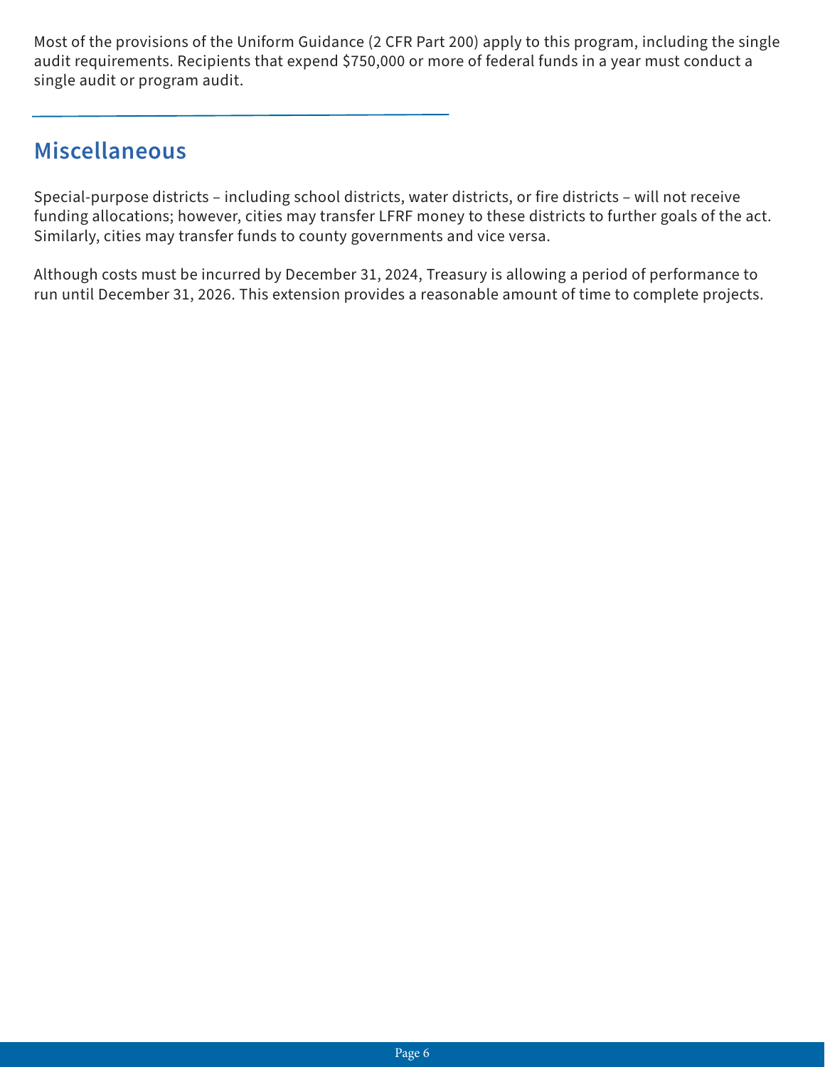Most of the provisions of the Uniform Guidance (2 CFR Part 200) apply to this program, including the single audit requirements. Recipients that expend $750,000 or more of federal funds in a year must conduct a single audit or program audit.

## Miscellaneous

Special-purpose districts – including school districts, water districts, or fire districts – will not receive funding allocations; however, cities may transfer LFRF money to these districts to further goals of the act. Similarly, cities may transfer funds to county governments and vice versa.

Although costs must be incurred by December 31, 2024, Treasury is allowing a period of performance to run until December 31, 2026. This extension provides a reasonable amount of time to complete projects.